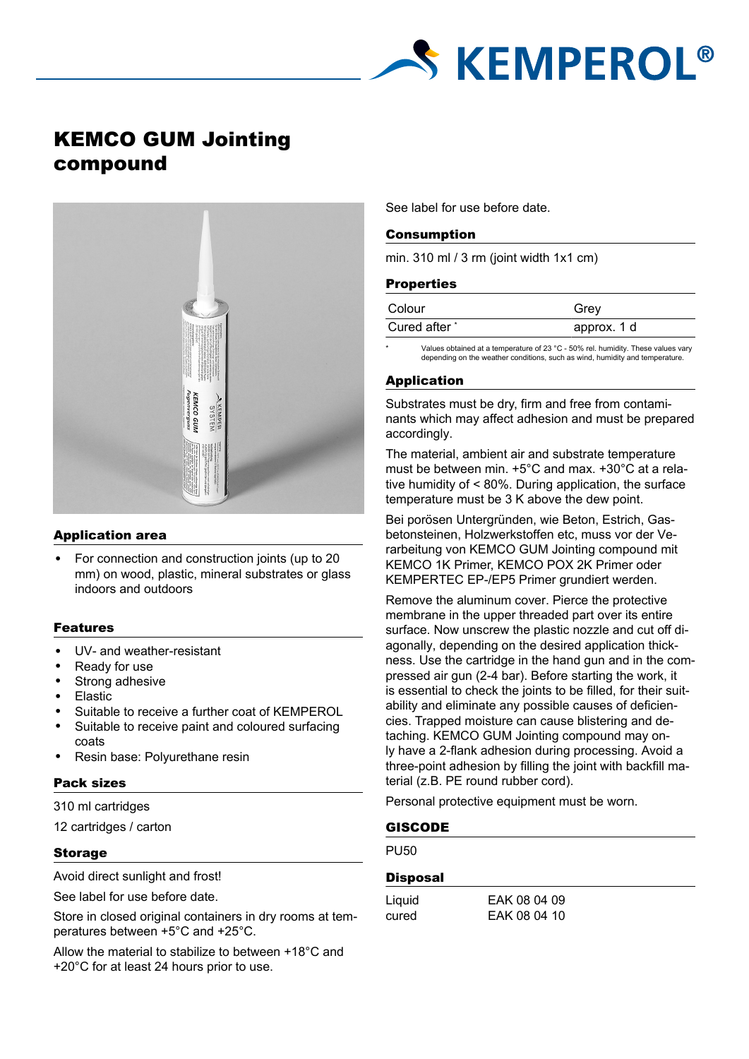# KEMCO GUM Jointing compound

## Application area

- For connection and construction joints (up to 20 mm) on wood, plastic, mineral substrates or glass indoors and outdoors

## Features

- UV- and weather-resistant
- Ready for use
- Strong adhesive
- Elastic
- Suitable to receive a further coat of KEMPEROL
- Suitable to receive paint and coloured surfacing coats
- Resin base: Polyurethane resin

## Pack sizes

310 ml cartridges

12 cartridges / carton

## Storage

Avoid direct sunlight and frost!

See label for use before date.

Store in closed original containers in dry rooms at temperatures between +5°C and +25°C.

Allow the material to stabilize to between +18°C and +20°C for at least 24 hours prior to use.

See label for use before date.

## Consumption

min. 310 ml / 3 rm (joint width 1x1 cm)

## Properties

| | |
|---|---|
| Colour | Grey |
| Cured after * | approx. 1 d |

* Values obtained at a temperature of 23 °C - 50% rel. humidity. These values vary depending on the weather conditions, such as wind, humidity and temperature.

## Application

Substrates must be dry, firm and free from contaminants which may affect adhesion and must be prepared accordingly.

The material, ambient air and substrate temperature must be between min. +5°C and max. +30°C at a relative humidity of < 80%. During application, the surface temperature must be 3 K above the dew point.

Bei porösen Untergründen, wie Beton, Estrich, Gasbetonsteinen, Holzwerkstoffen etc, muss vor der Verarbeitung von KEMCO GUM Jointing compound mit KEMCO 1K Primer, KEMCO POX 2K Primer oder KEMPERTEC EP-/EP5 Primer grundiert werden.

Remove the aluminum cover. Pierce the protective membrane in the upper threaded part over its entire surface. Now unscrew the plastic nozzle and cut off diagonally, depending on the desired application thickness. Use the cartridge in the hand gun and in the compressed air gun (2-4 bar). Before starting the work, it is essential to check the joints to be filled, for their suitability and eliminate any possible causes of deficiencies. Trapped moisture can cause blistering and detaching. KEMCO GUM Jointing compound may only have a 2-flank adhesion during processing. Avoid a three-point adhesion by filling the joint with backfill material (z.B. PE round rubber cord).

Personal protective equipment must be worn.

## GISCODE

PU50

## Disposal

| | |
|---|---|
| Liquid | EAK 08 04 09 |
| cured | EAK 08 04 10 |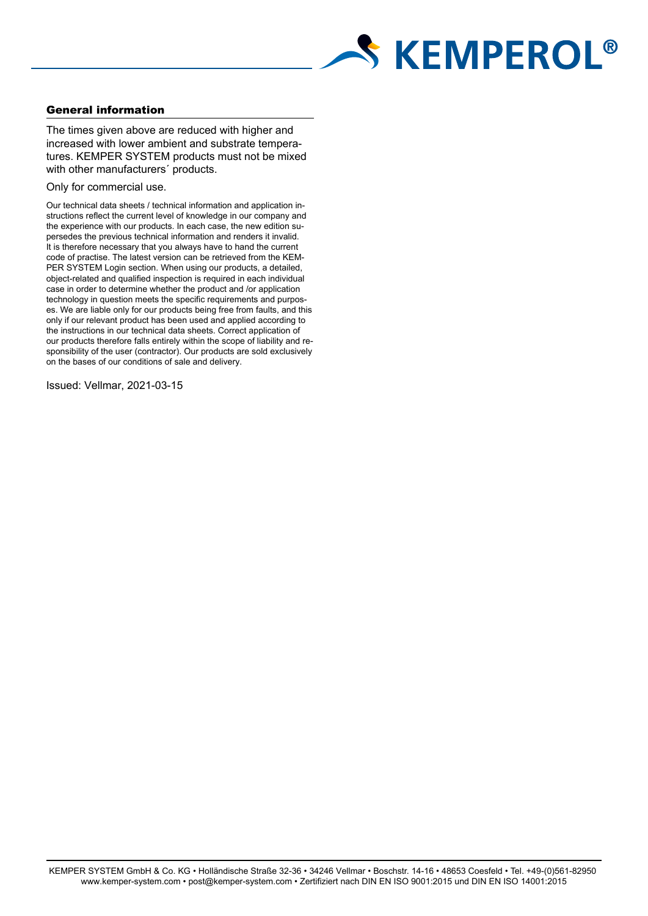## General information

The times given above are reduced with higher and increased with lower ambient and substrate temperatures. KEMPER SYSTEM products must not be mixed with other manufacturers´ products.

Only for commercial use.

Our technical data sheets / technical information and application instructions reflect the current level of knowledge in our company and the experience with our products. In each case, the new edition supersedes the previous technical information and renders it invalid. It is therefore necessary that you always have to hand the current code of practise. The latest version can be retrieved from the KEMPER SYSTEM Login section. When using our products, a detailed, object-related and qualified inspection is required in each individual case in order to determine whether the product and /or application technology in question meets the specific requirements and purposes. We are liable only for our products being free from faults, and this only if our relevant product has been used and applied according to the instructions in our technical data sheets. Correct application of our products therefore falls entirely within the scope of liability and responsibility of the user (contractor). Our products are sold exclusively on the bases of our conditions of sale and delivery.

Issued: Vellmar, 2021-03-15